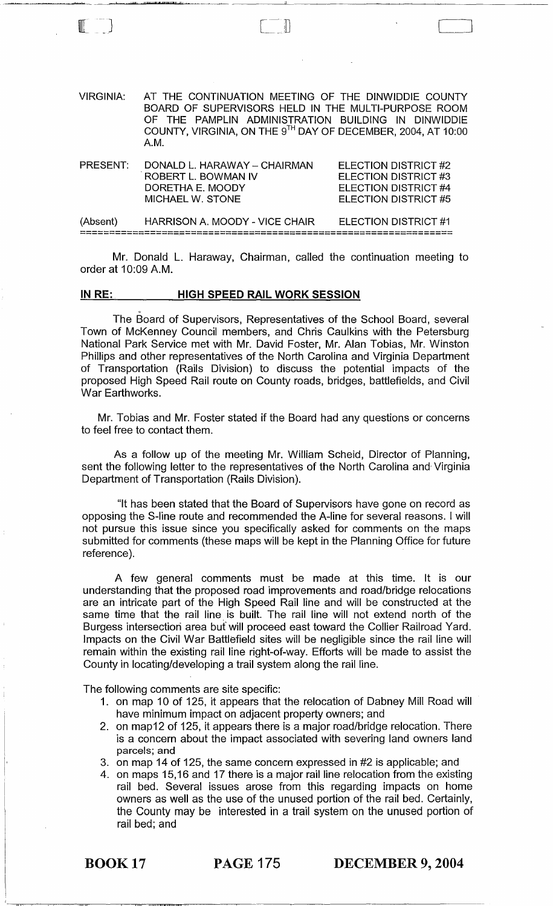VIRGINIA: AT THE CONTINUATION MEETING OF THE DINWIDDIE COUNTY BOARD OF SUPERVISORS HELD IN THE MULTI-PURPOSE ROOM OF THE PAMPLIN ADMINISTRATION BUILDING IN DINWIDDIE COUNTY, VIRGINIA, ON THE 9TH DAY OF DECEMBER, 2004, AT 10:00 A.M.

| | | |
|---|---|---|
| PRESENT: | DONALD L. HARAWAY – CHAIRMAN | ELECTION DISTRICT #2 |
| | ROBERT L. BOWMAN IV | ELECTION DISTRICT #3 |
| | DORETHA E. MOODY | ELECTION DISTRICT #4 |
| | MICHAEL W. STONE | ELECTION DISTRICT #5 |
| (Absent) | HARRISON A. MOODY - VICE CHAIR | ELECTION DISTRICT #1 |

Mr. Donald L. Haraway, Chairman, called the continuation meeting to order at 10:09 A.M.

## IN RE: HIGH SPEED RAIL WORK SESSION

The Board of Supervisors, Representatives of the School Board, several Town of McKenney Council members, and Chris Caulkins with the Petersburg National Park Service met with Mr. David Foster, Mr. Alan Tobias, Mr. Winston Phillips and other representatives of the North Carolina and Virginia Department of Transportation (Rails Division) to discuss the potential impacts of the proposed High Speed Rail route on County roads, bridges, battlefields, and Civil War Earthworks.

Mr. Tobias and Mr. Foster stated if the Board had any questions or concerns to feel free to contact them.

As a follow up of the meeting Mr. William Scheid, Director of Planning, sent the following letter to the representatives of the North Carolina and Virginia Department of Transportation (Rails Division).

"It has been stated that the Board of Supervisors have gone on record as opposing the S-line route and recommended the A-line for several reasons. I will not pursue this issue since you specifically asked for comments on the maps submitted for comments (these maps will be kept in the Planning Office for future reference).

A few general comments must be made at this time. It is our understanding that the proposed road improvements and road/bridge relocations are an intricate part of the High Speed Rail line and will be constructed at the same time that the rail line is built. The rail line will not extend north of the Burgess intersection area but will proceed east toward the Collier Railroad Yard. Impacts on the Civil War Battlefield sites will be negligible since the rail line will remain within the existing rail line right-of-way. Efforts will be made to assist the County in locating/developing a trail system along the rail line.

The following comments are site specific:

1. on map 10 of 125, it appears that the relocation of Dabney Mill Road will have minimum impact on adjacent property owners; and
2. on map12 of 125, it appears there is a major road/bridge relocation. There is a concern about the impact associated with severing land owners land parcels; and
3. on map 14 of 125, the same concern expressed in #2 is applicable; and
4. on maps 15,16 and 17 there is a major rail line relocation from the existing rail bed. Several issues arose from this regarding impacts on home owners as well as the use of the unused portion of the rail bed. Certainly, the County may be interested in a trail system on the unused portion of rail bed; and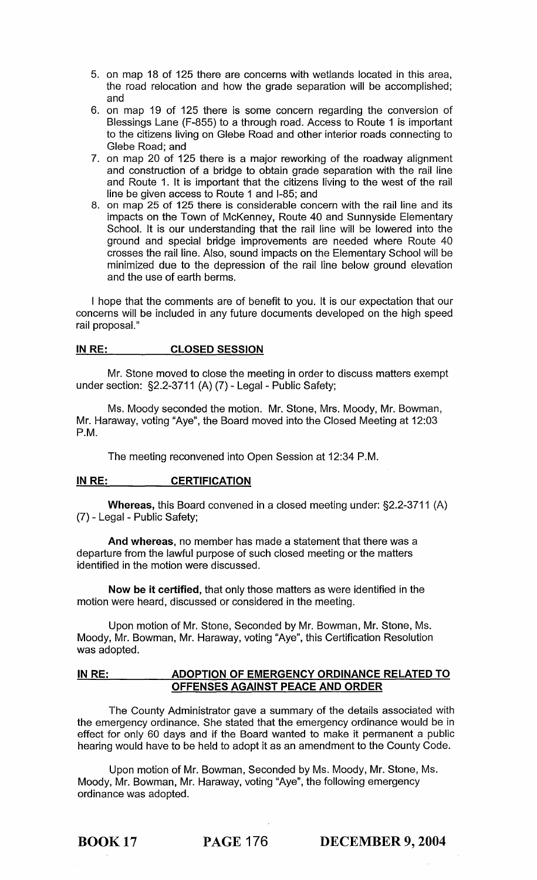5. on map 18 of 125 there are concerns with wetlands located in this area, the road relocation and how the grade separation will be accomplished; and
6. on map 19 of 125 there is some concern regarding the conversion of Blessings Lane (F-855) to a through road. Access to Route 1 is important to the citizens living on Glebe Road and other interior roads connecting to Glebe Road; and
7. on map 20 of 125 there is a major reworking of the roadway alignment and construction of a bridge to obtain grade separation with the rail line and Route 1. It is important that the citizens living to the west of the rail line be given access to Route 1 and I-85; and
8. on map 25 of 125 there is considerable concern with the rail line and its impacts on the Town of McKenney, Route 40 and Sunnyside Elementary School. It is our understanding that the rail line will be lowered into the ground and special bridge improvements are needed where Route 40 crosses the rail line. Also, sound impacts on the Elementary School will be minimized due to the depression of the rail line below ground elevation and the use of earth berms.

I hope that the comments are of benefit to you. It is our expectation that our concerns will be included in any future documents developed on the high speed rail proposal."

**IN RE: CLOSED SESSION**

Mr. Stone moved to close the meeting in order to discuss matters exempt under section: §2.2-3711 (A) (7) - Legal - Public Safety;

Ms. Moody seconded the motion. Mr. Stone, Mrs. Moody, Mr. Bowman, Mr. Haraway, voting "Aye", the Board moved into the Closed Meeting at 12:03 P.M.

The meeting reconvened into Open Session at 12:34 P.M.

**IN RE: CERTIFICATION**

**Whereas,** this Board convened in a closed meeting under: §2.2-3711 (A) (7) - Legal - Public Safety;

**And whereas,** no member has made a statement that there was a departure from the lawful purpose of such closed meeting or the matters identified in the motion were discussed.

**Now be it certified,** that only those matters as were identified in the motion were heard, discussed or considered in the meeting.

Upon motion of Mr. Stone, Seconded by Mr. Bowman, Mr. Stone, Ms. Moody, Mr. Bowman, Mr. Haraway, voting "Aye", this Certification Resolution was adopted.

**IN RE: ADOPTION OF EMERGENCY ORDINANCE RELATED TO OFFENSES AGAINST PEACE AND ORDER**

The County Administrator gave a summary of the details associated with the emergency ordinance. She stated that the emergency ordinance would be in effect for only 60 days and if the Board wanted to make it permanent a public hearing would have to be held to adopt it as an amendment to the County Code.

Upon motion of Mr. Bowman, Seconded by Ms. Moody, Mr. Stone, Ms. Moody, Mr. Bowman, Mr. Haraway, voting "Aye", the following emergency ordinance was adopted.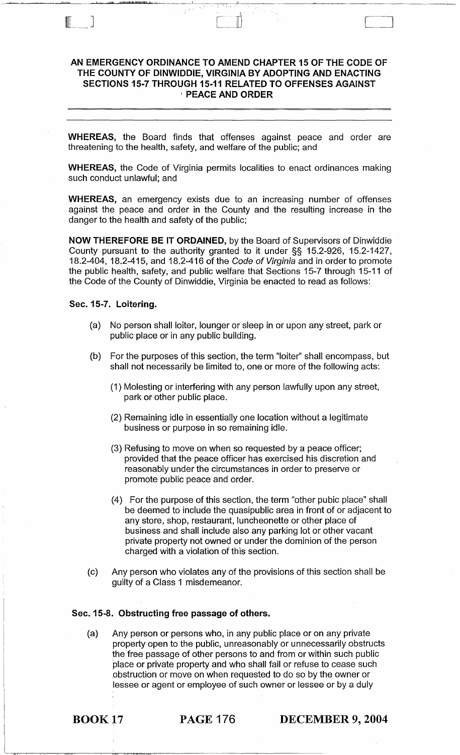**AN EMERGENCY ORDINANCE TO AMEND CHAPTER 15 OF THE CODE OF THE COUNTY OF DINWIDDIE, VIRGINIA BY ADOPTING AND ENACTING SECTIONS 15-7 THROUGH 15-11 RELATED TO OFFENSES AGAINST PEACE AND ORDER**

---

**WHEREAS,** the Board finds that offenses against peace and order are threatening to the health, safety, and welfare of the public; and

**WHEREAS,** the Code of Virginia permits localities to enact ordinances making such conduct unlawful; and

**WHEREAS,** an emergency exists due to an increasing number of offenses against the peace and order in the County and the resulting increase in the danger to the health and safety of the public;

**NOW THEREFORE BE IT ORDAINED,** by the Board of Supervisors of Dinwiddie County pursuant to the authority granted to it under §§ 15.2-926, 15.2-1427, 18.2-404, 18.2-415, and 18.2-416 of the *Code of Virginia* and in order to promote the public health, safety, and public welfare that Sections 15-7 through 15-11 of the Code of the County of Dinwiddie, Virginia be enacted to read as follows:

**Sec. 15-7. Loitering.**

(a) No person shall loiter, lounger or sleep in or upon any street, park or public place or in any public building.

(b) For the purposes of this section, the term "loiter" shall encompass, but shall not necessarily be limited to, one or more of the following acts:

(1) Molesting or interfering with any person lawfully upon any street, park or other public place.

(2) Remaining idle in essentially one location without a legitimate business or purpose in so remaining idle.

(3) Refusing to move on when so requested by a peace officer; provided that the peace officer has exercised his discretion and reasonably under the circumstances in order to preserve or promote public peace and order.

(4) For the purpose of this section, the term "other pubic place" shall be deemed to include the quasipublic area in front of or adjacent to any store, shop, restaurant, luncheonette or other place of business and shall include also any parking lot or other vacant private property not owned or under the dominion of the person charged with a violation of this section.

(c) Any person who violates any of the provisions of this section shall be guilty of a Class 1 misdemeanor.

**Sec. 15-8. Obstructing free passage of others.**

(a) Any person or persons who, in any public place or on any private property open to the public, unreasonably or unnecessarily obstructs the free passage of other persons to and from or within such public place or private property and who shall fail or refuse to cease such obstruction or move on when requested to do so by the owner or lessee or agent or employee of such owner or lessee or by a duly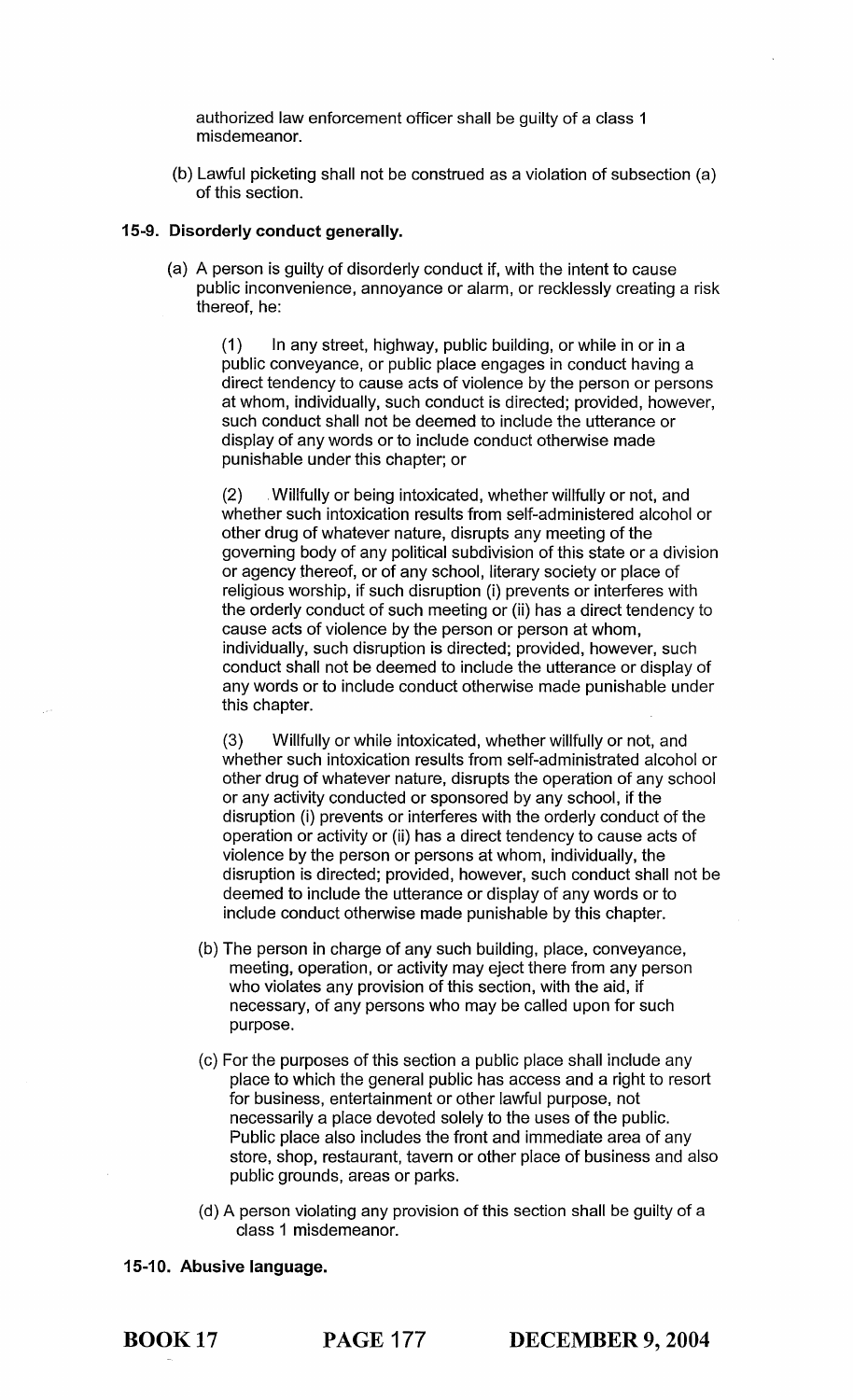authorized law enforcement officer shall be guilty of a class 1 misdemeanor.

(b) Lawful picketing shall not be construed as a violation of subsection (a) of this section.

### 15-9. Disorderly conduct generally.

(a) A person is guilty of disorderly conduct if, with the intent to cause public inconvenience, annoyance or alarm, or recklessly creating a risk thereof, he:

(1) In any street, highway, public building, or while in or in a public conveyance, or public place engages in conduct having a direct tendency to cause acts of violence by the person or persons at whom, individually, such conduct is directed; provided, however, such conduct shall not be deemed to include the utterance or display of any words or to include conduct otherwise made punishable under this chapter; or

(2) Willfully or being intoxicated, whether willfully or not, and whether such intoxication results from self-administered alcohol or other drug of whatever nature, disrupts any meeting of the governing body of any political subdivision of this state or a division or agency thereof, or of any school, literary society or place of religious worship, if such disruption (i) prevents or interferes with the orderly conduct of such meeting or (ii) has a direct tendency to cause acts of violence by the person or person at whom, individually, such disruption is directed; provided, however, such conduct shall not be deemed to include the utterance or display of any words or to include conduct otherwise made punishable under this chapter.

(3) Willfully or while intoxicated, whether willfully or not, and whether such intoxication results from self-administrated alcohol or other drug of whatever nature, disrupts the operation of any school or any activity conducted or sponsored by any school, if the disruption (i) prevents or interferes with the orderly conduct of the operation or activity or (ii) has a direct tendency to cause acts of violence by the person or persons at whom, individually, the disruption is directed; provided, however, such conduct shall not be deemed to include the utterance or display of any words or to include conduct otherwise made punishable by this chapter.

(b) The person in charge of any such building, place, conveyance, meeting, operation, or activity may eject there from any person who violates any provision of this section, with the aid, if necessary, of any persons who may be called upon for such purpose.

(c) For the purposes of this section a public place shall include any place to which the general public has access and a right to resort for business, entertainment or other lawful purpose, not necessarily a place devoted solely to the uses of the public. Public place also includes the front and immediate area of any store, shop, restaurant, tavern or other place of business and also public grounds, areas or parks.

(d) A person violating any provision of this section shall be guilty of a class 1 misdemeanor.

### 15-10. Abusive language.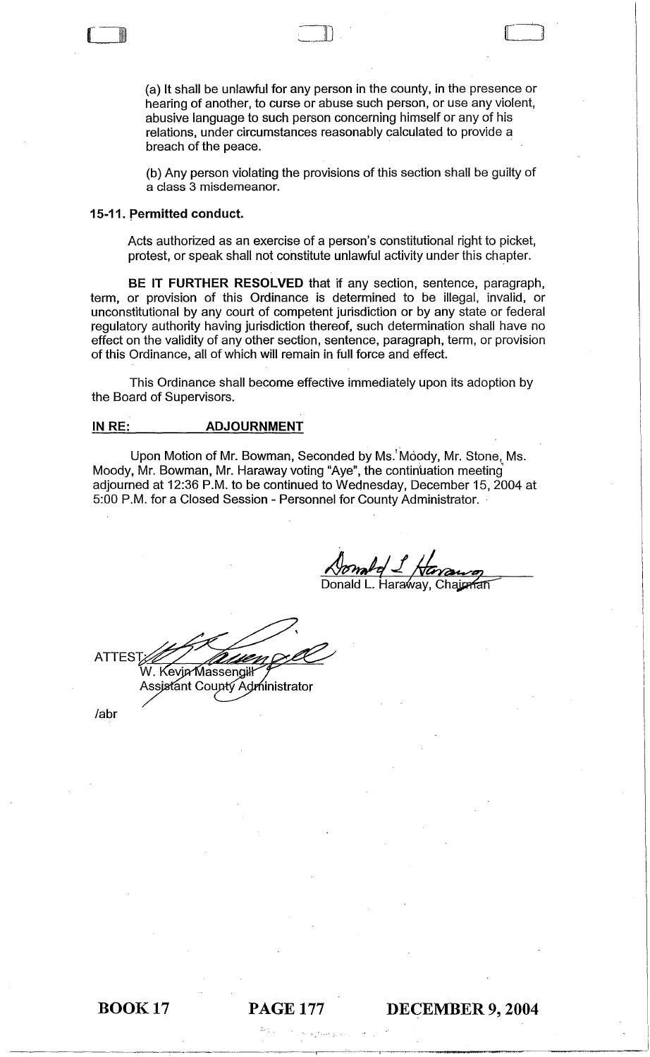(a) It shall be unlawful for any person in the county, in the presence or hearing of another, to curse or abuse such person, or use any violent, abusive language to such person concerning himself or any of his relations, under circumstances reasonably calculated to provide a breach of the peace.

(b) Any person violating the provisions of this section shall be guilty of a class 3 misdemeanor.

**15-11. Permitted conduct.**

Acts authorized as an exercise of a person's constitutional right to picket, protest, or speak shall not constitute unlawful activity under this chapter.

**BE IT FURTHER RESOLVED** that if any section, sentence, paragraph, term, or provision of this Ordinance is determined to be illegal, invalid, or unconstitutional by any court of competent jurisdiction or by any state or federal regulatory authority having jurisdiction thereof, such determination shall have no effect on the validity of any other section, sentence, paragraph, term, or provision of this Ordinance, all of which will remain in full force and effect.

This Ordinance shall become effective immediately upon its adoption by the Board of Supervisors.

**IN RE: ADJOURNMENT**

Upon Motion of Mr. Bowman, Seconded by Ms. Moody, Mr. Stone, Ms. Moody, Mr. Bowman, Mr. Haraway voting "Aye", the continuation meeting adjourned at 12:36 P.M. to be continued to Wednesday, December 15, 2004 at 5:00 P.M. for a Closed Session - Personnel for County Administrator.

Donald L. Haraway, Chairman

ATTEST:

W. Kevin Massengill
Assistant County Administrator

/abr

BOOK 17 PAGE 177 DECEMBER 9, 2004